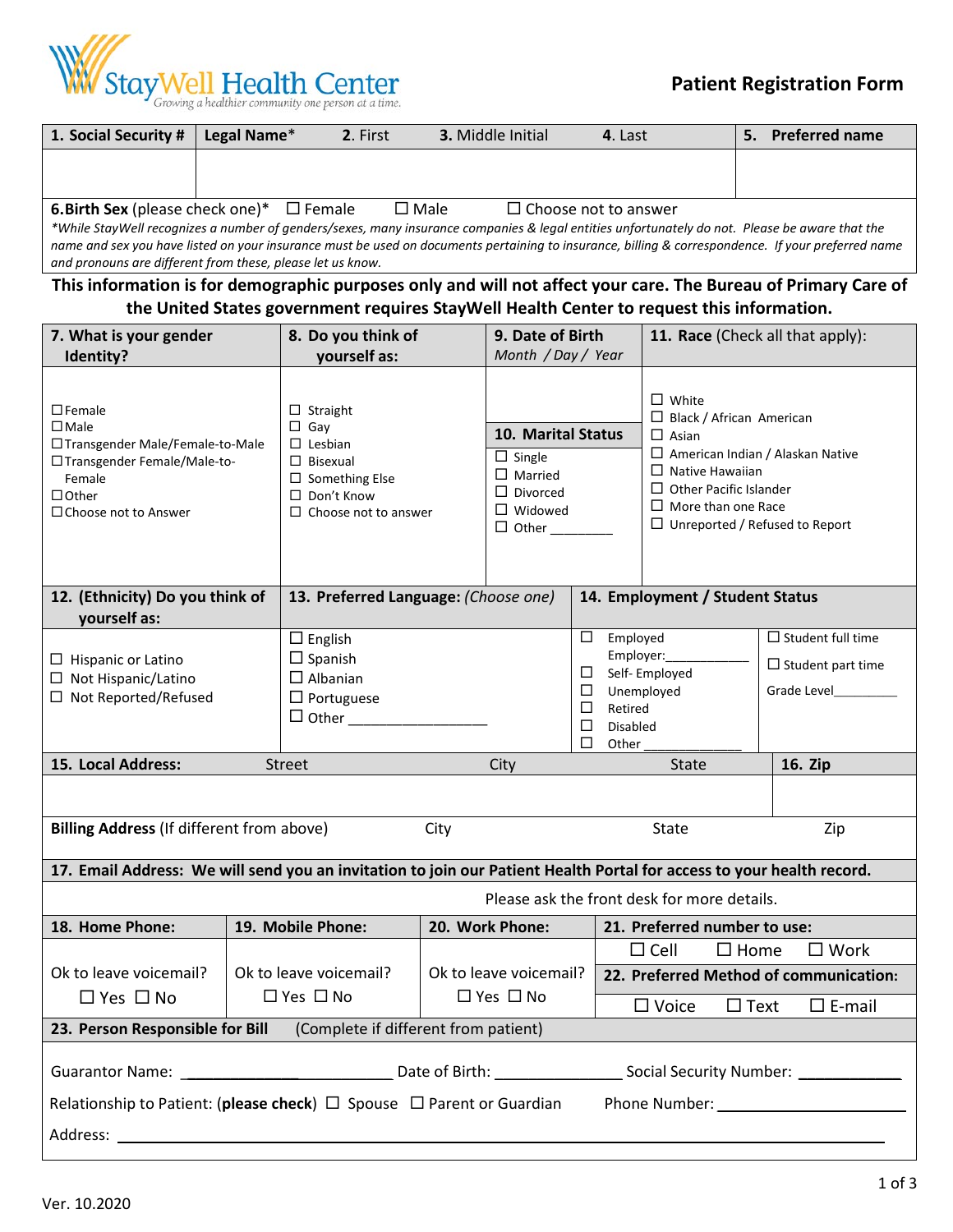**StayWell Health Center**
*Growing a healthier community one person at a time.*

# Patient Registration Form

| 1. Social Security # | Legal Name* 2. First | 3. Middle Initial | 4. Last | 5. Preferred name |
|---|---|---|---|---|
| | | | | |

**6. Birth Sex** (please check one)* ☐ Female ☐ Male ☐ Choose not to answer

*\*While StayWell recognizes a number of genders/sexes, many insurance companies & legal entities unfortunately do not. Please be aware that the name and sex you have listed on your insurance must be used on documents pertaining to insurance, billing & correspondence. If your preferred name and pronouns are different from these, please let us know.*

**This information is for demographic purposes only and will not affect your care. The Bureau of Primary Care of the United States government requires StayWell Health Center to request this information.**

| 7. What is your gender Identity? | 8. Do you think of yourself as: | 9. Date of Birth *Month / Day / Year* | 11. Race (Check all that apply): |
|---|---|---|---|
| ☐ Female<br>☐ Male<br>☐ Transgender Male/Female-to-Male<br>☐ Transgender Female/Male-to-Female<br>☐ Other<br>☐ Choose not to Answer | ☐ Straight<br>☐ Gay<br>☐ Lesbian<br>☐ Bisexual<br>☐ Something Else<br>☐ Don't Know<br>☐ Choose not to answer | **10. Marital Status**<br>☐ Single<br>☐ Married<br>☐ Divorced<br>☐ Widowed<br>☐ Other ________ | ☐ White<br>☐ Black / African American<br>☐ Asian<br>☐ American Indian / Alaskan Native<br>☐ Native Hawaiian<br>☐ Other Pacific Islander<br>☐ More than one Race<br>☐ Unreported / Refused to Report |

| 12. (Ethnicity) Do you think of yourself as: | 13. Preferred Language: *(Choose one)* | 14. Employment / Student Status | |
|---|---|---|---|
| ☐ Hispanic or Latino<br>☐ Not Hispanic/Latino<br>☐ Not Reported/Refused | ☐ English<br>☐ Spanish<br>☐ Albanian<br>☐ Portuguese<br>☐ Other __________________ | ☐ Employed<br>Employer:____________<br>☐ Self- Employed<br>☐ Unemployed<br>☐ Retired<br>☐ Disabled<br>☐ Other _____________ | ☐ Student full time<br>☐ Student part time<br>Grade Level_________ |

| 15. Local Address: Street | City | State | 16. Zip |
|---|---|---|---|
| | | | |
| **Billing Address** (If different from above) | City | State | Zip |

**17. Email Address: We will send you an invitation to join our Patient Health Portal for access to your health record.**

Please ask the front desk for more details.

| 18. Home Phone: | 19. Mobile Phone: | 20. Work Phone: | 21. Preferred number to use: |
|---|---|---|---|
| | | | ☐ Cell ☐ Home ☐ Work |
| Ok to leave voicemail?<br>☐ Yes ☐ No | Ok to leave voicemail?<br>☐ Yes ☐ No | Ok to leave voicemail?<br>☐ Yes ☐ No | **22. Preferred Method of communication:**<br>☐ Voice ☐ Text ☐ E-mail |

**23. Person Responsible for Bill** (Complete if different from patient)

Guarantor Name: __________________________ Date of Birth: _______________ Social Security Number: ____________

Relationship to Patient: (**please check**) ☐ Spouse ☐ Parent or Guardian Phone Number: ______________________

Address: ____________________________________________________________________________

Ver. 10.2020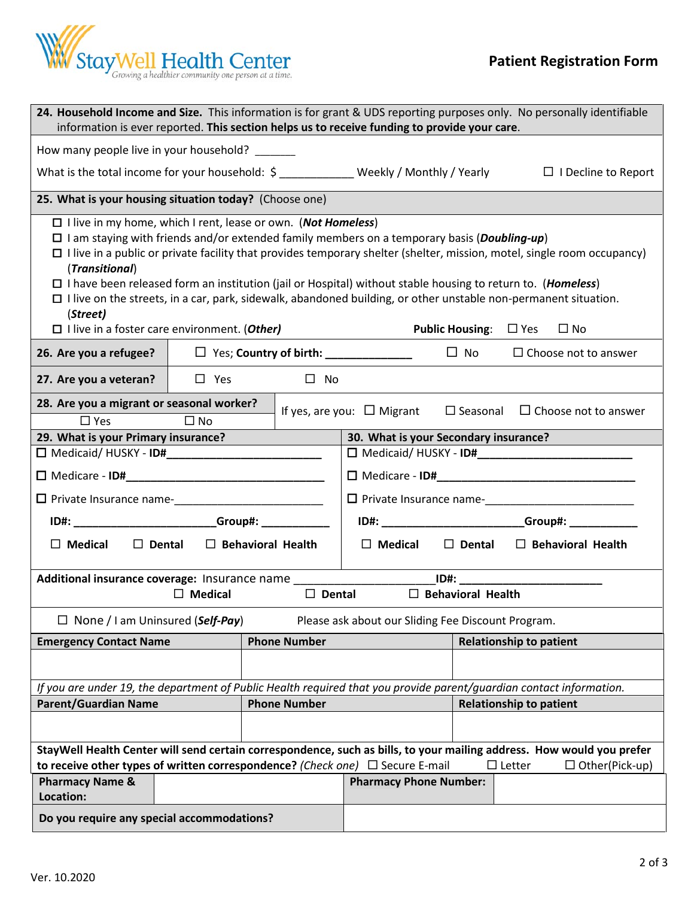StayWell Health Center
*Growing a healthier community one person at a time.*

# Patient Registration Form

**24. Household Income and Size.** This information is for grant & UDS reporting purposes only. No personally identifiable information is ever reported. **This section helps us to receive funding to provide your care.**

How many people live in your household? _______

What is the total income for your household: $ ____________ Weekly / Monthly / Yearly ☐ I Decline to Report

**25. What is your housing situation today?** (Choose one)

- ☐ I live in my home, which I rent, lease or own. (***Not Homeless***)
- ☐ I am staying with friends and/or extended family members on a temporary basis (***Doubling-up***)
- ☐ I live in a public or private facility that provides temporary shelter (shelter, mission, motel, single room occupancy) (***Transitional***)
- ☐ I have been released form an institution (jail or Hospital) without stable housing to return to. (***Homeless***)
- ☐ I live on the streets, in a car, park, sidewalk, abandoned building, or other unstable non-permanent situation. (***Street)***
- ☐ I live in a foster care environment. (***Other)***

**Public Housing**: ☐ Yes ☐ No

**26. Are you a refugee?** ☐ Yes; **Country of birth: ______________** ☐ No ☐ Choose not to answer

**27. Are you a veteran?** ☐ Yes ☐ No

**28. Are you a migrant or seasonal worker?** ☐ Yes ☐ No — If yes, are you: ☐ Migrant ☐ Seasonal ☐ Choose not to answer

| **29. What is your Primary insurance?** | **30. What is your Secondary insurance?** |
|---|---|
| ☐ Medicaid/ HUSKY - **ID#**_________________________ | ☐ Medicaid/ HUSKY - **ID#**_________________________ |
| ☐ Medicare - **ID#**________________________________ | ☐ Medicare - **ID#**________________________________ |
| ☐ Private Insurance name-________________________ | ☐ Private Insurance name-________________________ |
| **ID#:** _______________________**Group#:** ___________ | **ID#:** _______________________**Group#:** ___________ |
| ☐ **Medical** ☐ **Dental** ☐ **Behavioral Health** | ☐ **Medical** ☐ **Dental** ☐ **Behavioral Health** |

**Additional insurance coverage:** Insurance name _____________________**ID#:** ______________________
☐ **Medical** ☐ **Dental** ☐ **Behavioral Health**

☐ None / I am Uninsured (***Self-Pay***) Please ask about our Sliding Fee Discount Program.

| Emergency Contact Name | Phone Number | Relationship to patient |
|---|---|---|
| | | |

*If you are under 19, the department of Public Health required that you provide parent/guardian contact information.*

| Parent/Guardian Name | Phone Number | Relationship to patient |
|---|---|---|
| | | |

**StayWell Health Center will send certain correspondence, such as bills, to your mailing address. How would you prefer to receive other types of written correspondence?** *(Check one)* ☐ Secure E-mail ☐ Letter ☐ Other(Pick-up)

| **Pharmacy Name & Location:** | | **Pharmacy Phone Number:** | |
|---|---|---|---|
| **Do you require any special accommodations?** | | | |

Ver. 10.2020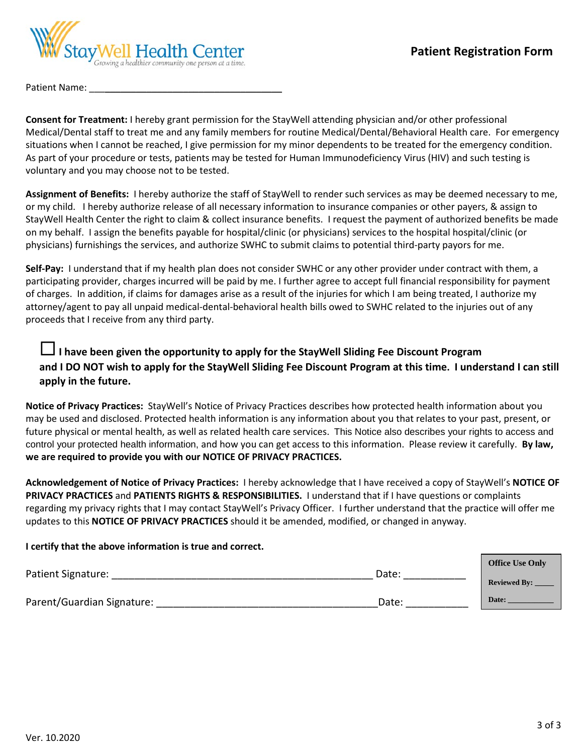StayWell Health Center
*Growing a healthier community one person at a time.*

# Patient Registration Form

Patient Name: ____________________________________

**Consent for Treatment:** I hereby grant permission for the StayWell attending physician and/or other professional Medical/Dental staff to treat me and any family members for routine Medical/Dental/Behavioral Health care. For emergency situations when I cannot be reached, I give permission for my minor dependents to be treated for the emergency condition. As part of your procedure or tests, patients may be tested for Human Immunodeficiency Virus (HIV) and such testing is voluntary and you may choose not to be tested.

**Assignment of Benefits:** I hereby authorize the staff of StayWell to render such services as may be deemed necessary to me, or my child. I hereby authorize release of all necessary information to insurance companies or other payers, & assign to StayWell Health Center the right to claim & collect insurance benefits. I request the payment of authorized benefits be made on my behalf. I assign the benefits payable for hospital/clinic (or physicians) services to the hospital hospital/clinic (or physicians) furnishings the services, and authorize SWHC to submit claims to potential third-party payors for me.

**Self-Pay:** I understand that if my health plan does not consider SWHC or any other provider under contract with them, a participating provider, charges incurred will be paid by me. I further agree to accept full financial responsibility for payment of charges. In addition, if claims for damages arise as a result of the injuries for which I am being treated, I authorize my attorney/agent to pay all unpaid medical-dental-behavioral health bills owed to SWHC related to the injuries out of any proceeds that I receive from any third party.

☐ **I have been given the opportunity to apply for the StayWell Sliding Fee Discount Program and I DO NOT wish to apply for the StayWell Sliding Fee Discount Program at this time. I understand I can still apply in the future.**

**Notice of Privacy Practices:** StayWell's Notice of Privacy Practices describes how protected health information about you may be used and disclosed. Protected health information is any information about you that relates to your past, present, or future physical or mental health, as well as related health care services. This Notice also describes your rights to access and control your protected health information, and how you can get access to this information. Please review it carefully. **By law, we are required to provide you with our NOTICE OF PRIVACY PRACTICES.**

**Acknowledgement of Notice of Privacy Practices:** I hereby acknowledge that I have received a copy of StayWell's **NOTICE OF PRIVACY PRACTICES** and **PATIENTS RIGHTS & RESPONSIBILITIES.** I understand that if I have questions or complaints regarding my privacy rights that I may contact StayWell's Privacy Officer. I further understand that the practice will offer me updates to this **NOTICE OF PRIVACY PRACTICES** should it be amended, modified, or changed in anyway.

**I certify that the above information is true and correct.**

Patient Signature: ________________________________________________ Date: ___________

Parent/Guardian Signature: ________________________________________ Date: ___________

**Office Use Only**

**Reviewed By:** _____

**Date:** ___________

Ver. 10.2020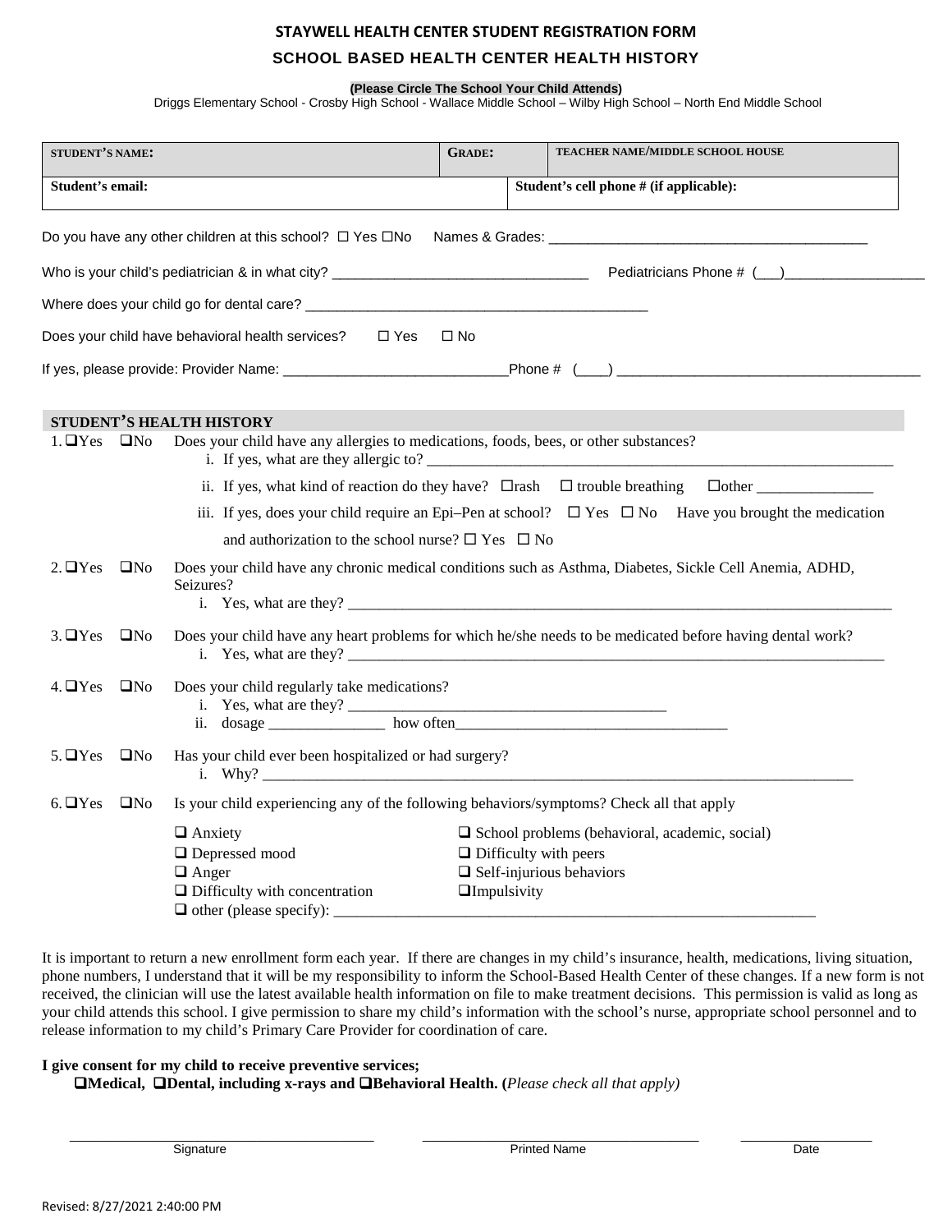# STAYWELL HEALTH CENTER STUDENT REGISTRATION FORM

## SCHOOL BASED HEALTH CENTER HEALTH HISTORY

**(Please Circle The School Your Child Attends)**

Driggs Elementary School - Crosby High School - Wallace Middle School – Wilby High School – North End Middle School

| STUDENT'S NAME: | GRADE: | TEACHER NAME/MIDDLE SCHOOL HOUSE |
|---|---|---|
| Student's email: | | Student's cell phone # (if applicable): |

Do you have any other children at this school? ☐ Yes ☐No Names & Grades: ________________________________________

Who is your child's pediatrician & in what city? ________________________________ Pediatricians Phone # (___)__________________

Where does your child go for dental care? ____________________________________________

Does your child have behavioral health services? ☐ Yes ☐ No

If yes, please provide: Provider Name: ____________________________Phone # (___) ______________________________________

**STUDENT'S HEALTH HISTORY**

1. ❑Yes ❑No Does your child have any allergies to medications, foods, bees, or other substances?
   - i. If yes, what are they allergic to? ____________________________________________________________
   - ii. If yes, what kind of reaction do they have? ☐rash ☐ trouble breathing ☐other _______________
   - iii. If yes, does your child require an Epi–Pen at school? ☐ Yes ☐ No Have you brought the medication and authorization to the school nurse? ☐ Yes ☐ No

2. ❑Yes ❑No Does your child have any chronic medical conditions such as Asthma, Diabetes, Sickle Cell Anemia, ADHD, Seizures?
   - i. Yes, what are they? _______________________________________________________________________

3. ❑Yes ❑No Does your child have any heart problems for which he/she needs to be medicated before having dental work?
   - i. Yes, what are they? _______________________________________________________________________

4. ❑Yes ❑No Does your child regularly take medications?
   - i. Yes, what are they? __________________________________________
   - ii. dosage _______________ how often___________________________________

5. ❑Yes ❑No Has your child ever been hospitalized or had surgery?
   - i. Why? ______________________________________________________________________________

6. ❑Yes ❑No Is your child experiencing any of the following behaviors/symptoms? Check all that apply
   - ❑ Anxiety
   - ❑ Depressed mood
   - ❑ Anger
   - ❑ Difficulty with concentration
   - ❑ School problems (behavioral, academic, social)
   - ❑ Difficulty with peers
   - ❑ Self-injurious behaviors
   - ❑Impulsivity
   - ❑ other (please specify): ______________________________________________________________

It is important to return a new enrollment form each year. If there are changes in my child's insurance, health, medications, living situation, phone numbers, I understand that it will be my responsibility to inform the School-Based Health Center of these changes. If a new form is not received, the clinician will use the latest available health information on file to make treatment decisions. This permission is valid as long as your child attends this school. I give permission to share my child's information with the school's nurse, appropriate school personnel and to release information to my child's Primary Care Provider for coordination of care.

**I give consent for my child to receive preventive services;**

**❑Medical, ❑Dental, including x-rays and ❑Behavioral Health.** (*Please check all that apply)*

_______________________ Signature

_______________________ Printed Name

_______________ Date

Revised: 8/27/2021 2:40:00 PM